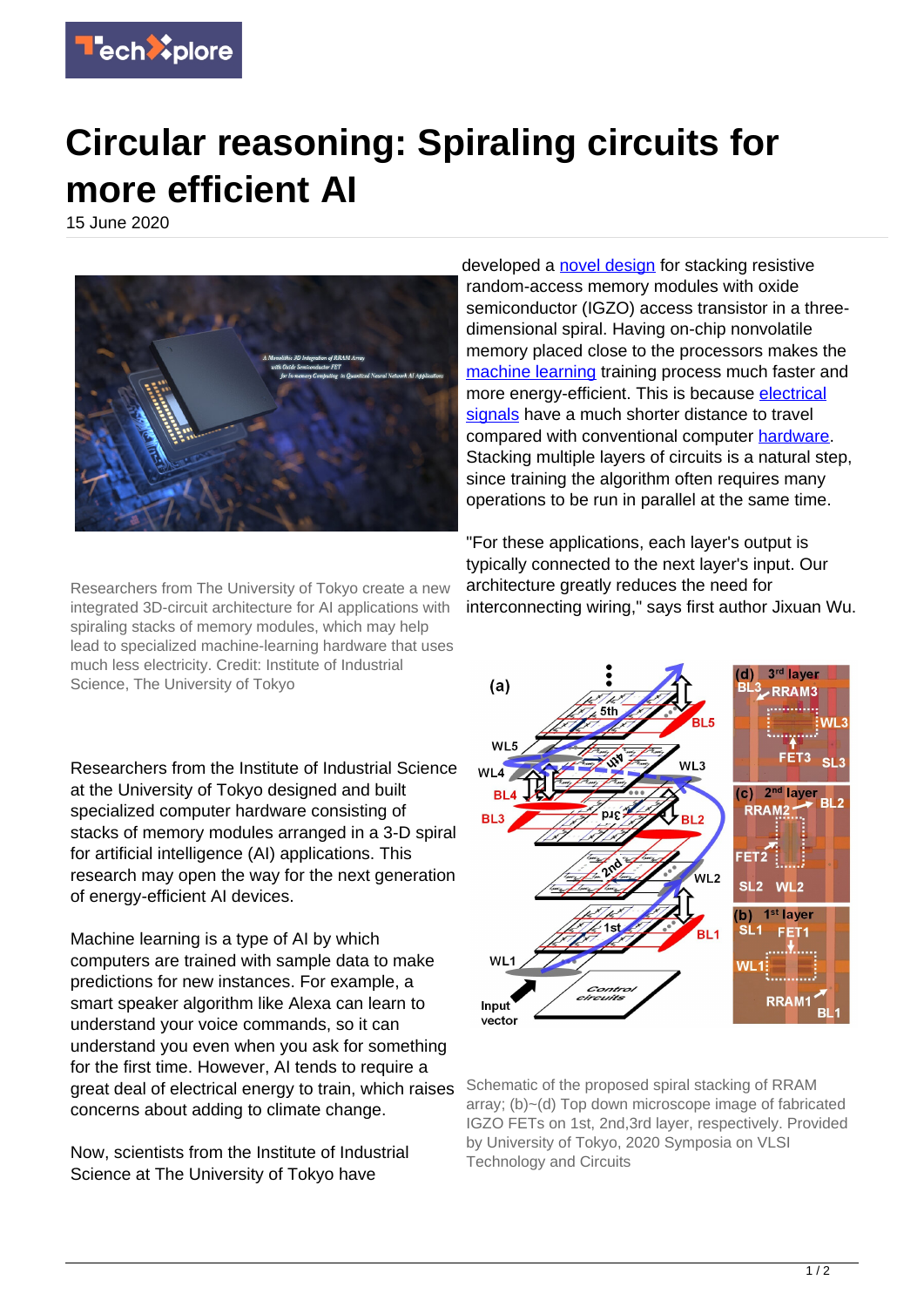# Circular reasoning: Spiraling circuits for more efficient AI

15 June 2020

Researchers from The University of Tokyo create a new integrated 3D-circuit architecture for AI applications with spiraling stacks of memory modules, which may help lead to specialized machine-learning hardware that uses much less electricity. Credit: Institute of Industrial Science, The University of Tokyo

Researchers from the Institute of Industrial Science at the University of Tokyo designed and built specialized computer hardware consisting of stacks of memory modules arranged in a 3-D spiral for artificial intelligence (AI) applications. This research may open the way for the next generation of energy-efficient AI devices.

Machine learning is a type of AI by which computers are trained with sample data to make predictions for new instances. For example, a smart speaker algorithm like Alexa can learn to understand your voice commands, so it can understand you even when you ask for something for the first time. However, AI tends to require a great deal of electrical energy to train, which raises concerns about adding to climate change.

Now, scientists from the Institute of Industrial Science at The University of Tokyo have developed a novel design for stacking resistive random-access memory modules with oxide semiconductor (IGZO) access transistor in a three-dimensional spiral. Having on-chip nonvolatile memory placed close to the processors makes the machine learning training process much faster and more energy-efficient. This is because electrical signals have a much shorter distance to travel compared with conventional computer hardware. Stacking multiple layers of circuits is a natural step, since training the algorithm often requires many operations to be run in parallel at the same time.

"For these applications, each layer's output is typically connected to the next layer's input. Our architecture greatly reduces the need for interconnecting wiring," says first author Jixuan Wu.

Schematic of the proposed spiral stacking of RRAM array; (b)~(d) Top down microscope image of fabricated IGZO FETs on 1st, 2nd,3rd layer, respectively. Provided by University of Tokyo, 2020 Symposia on VLSI Technology and Circuits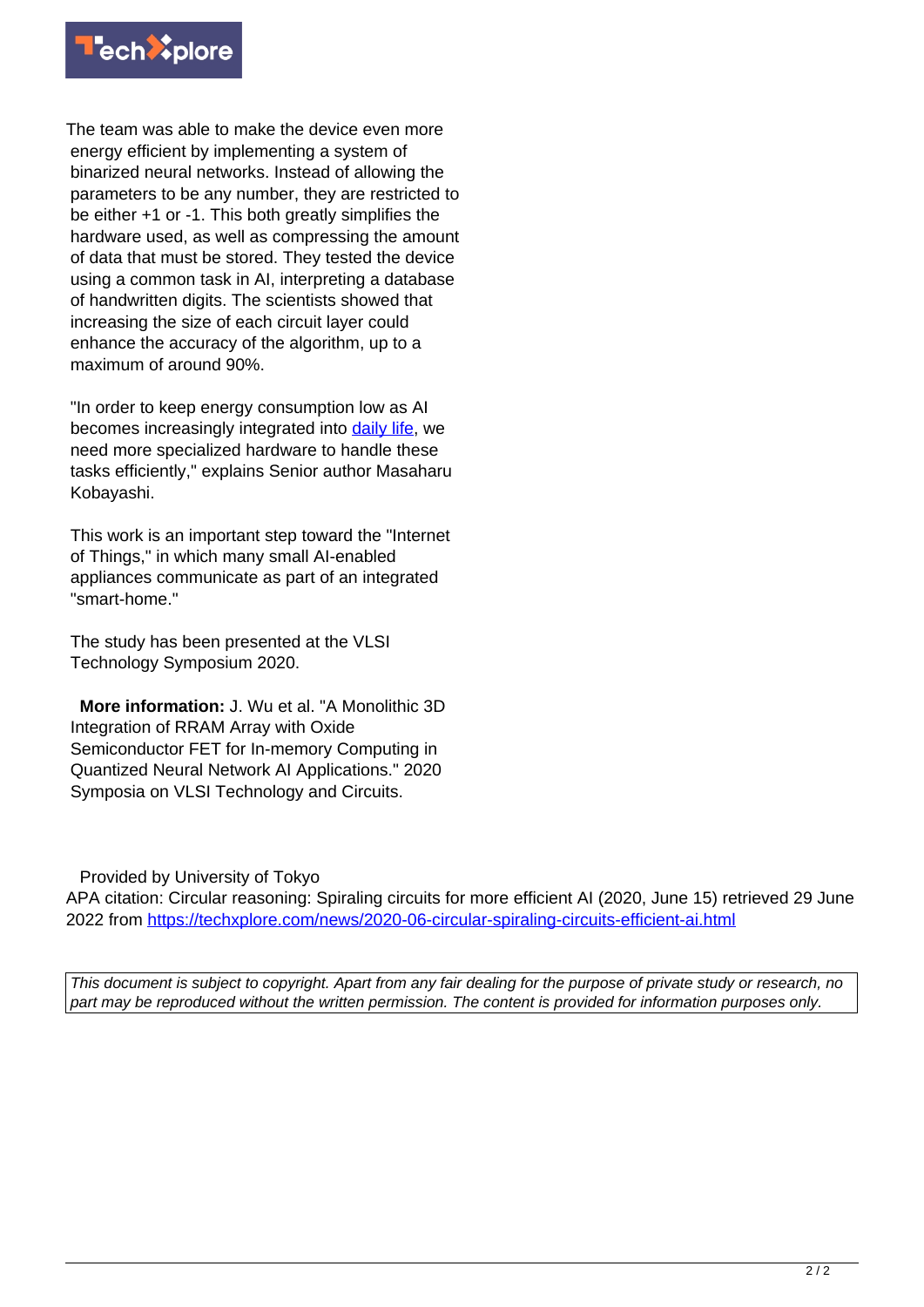The team was able to make the device even more energy efficient by implementing a system of binarized neural networks. Instead of allowing the parameters to be any number, they are restricted to be either +1 or -1. This both greatly simplifies the hardware used, as well as compressing the amount of data that must be stored. They tested the device using a common task in AI, interpreting a database of handwritten digits. The scientists showed that increasing the size of each circuit layer could enhance the accuracy of the algorithm, up to a maximum of around 90%.

"In order to keep energy consumption low as AI becomes increasingly integrated into [daily life](), we need more specialized hardware to handle these tasks efficiently," explains Senior author Masaharu Kobayashi.

This work is an important step toward the "Internet of Things," in which many small AI-enabled appliances communicate as part of an integrated "smart-home."

The study has been presented at the VLSI Technology Symposium 2020.

**More information:** J. Wu et al. "A Monolithic 3D Integration of RRAM Array with Oxide Semiconductor FET for In-memory Computing in Quantized Neural Network AI Applications." 2020 Symposia on VLSI Technology and Circuits.

Provided by University of Tokyo

APA citation: Circular reasoning: Spiraling circuits for more efficient AI (2020, June 15) retrieved 29 June 2022 from https://techxplore.com/news/2020-06-circular-spiraling-circuits-efficient-ai.html

*This document is subject to copyright. Apart from any fair dealing for the purpose of private study or research, no part may be reproduced without the written permission. The content is provided for information purposes only.*